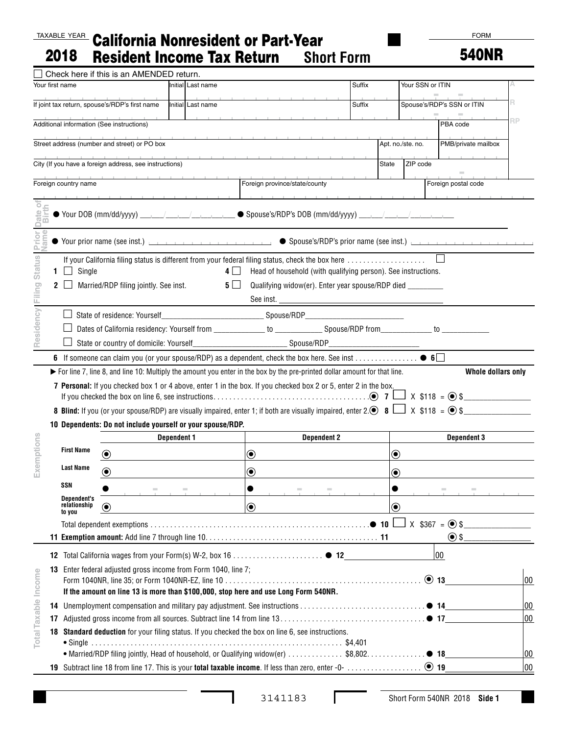TAXABLE YEAR **2018**

# California Nonresident or Part-Year Resident Income Tax Return Short Form

FORM **540NR**

☐ Check here if this is an AMENDED return.

| Your first name | Initial | Last name | Suffix | Your SSN or ITIN |
|---|---|---|---|---|
| If joint tax return, spouse's/RDP's first name | Initial | Last name | Suffix | Spouse's/RDP's SSN or ITIN |
| Additional information (See instructions) | | | | PBA code |
| Street address (number and street) or PO box | | | Apt. no./ste. no. | PMB/private mailbox |
| City (If you have a foreign address, see instructions) | | | State | ZIP code |
| Foreign country name | | Foreign province/state/county | | Foreign postal code |

**Date of Birth**

● Your DOB (mm/dd/yyyy) ___/___/______ ● Spouse's/RDP's DOB (mm/dd/yyyy) ___/___/______

**Prior Name**

● Your prior name (see inst.) ______ ● Spouse's/RDP's prior name (see inst.) ______

**Filing Status**

If your California filing status is different from your federal filing status, check the box here .................... ☐

1 ☐ Single

2 ☐ Married/RDP filing jointly. See inst.

4 ☐ Head of household (with qualifying person). See instructions.

5 ☐ Qualifying widow(er). Enter year spouse/RDP died ________ See inst. ________

**Residency**

☐ State of residence: Yourself________________ Spouse/RDP________________

☐ Dates of California residency: Yourself from __________ to __________ Spouse/RDP from__________ to __________

☐ State or country of domicile: Yourself________________ Spouse/RDP________________

**6** If someone can claim you (or your spouse/RDP) as a dependent, check the box here. See inst ................ ● 6 ☐

**Exemptions**

► For line 7, line 8, and line 10: Multiply the amount you enter in the box by the pre-printed dollar amount for that line. **Whole dollars only**

**7 Personal:** If you checked box 1 or 4 above, enter 1 in the box. If you checked box 2 or 5, enter 2 in the box. If you checked the box on line 6, see instructions....................................... 7 ☐ X $118 = $________

**8 Blind:** If you (or your spouse/RDP) are visually impaired, enter 1; if both are visually impaired, enter 2. 8 ☐ X $118 = $________

**10 Dependents: Do not include yourself or your spouse/RDP.**

| | Dependent 1 | Dependent 2 | Dependent 3 |
|---|---|---|---|
| First Name | | | |
| Last Name | | | |
| SSN | | | |
| Dependent's relationship to you | | | |

Total dependent exemptions ........................................................● 10 ☐ X $367 = $________

**11 Exemption amount:** Add line 7 through line 10........................................... 11 $________

**Total Taxable Income**

**12** Total California wages from your Form(s) W-2, box 16 ....................... ● 12 ________ 00

**13** Enter federal adjusted gross income from Form 1040, line 7; Form 1040NR, line 35; or Form 1040NR-EZ, line 10 ................................................. 13 ________ 00

**If the amount on line 13 is more than $100,000, stop here and use Long Form 540NR.**

**14** Unemployment compensation and military pay adjustment. See instructions ................................ ● 14 ________ 00

**17** Adjusted gross income from all sources. Subtract line 14 from line 13.................................... ● 17 ________ 00

**18 Standard deduction** for your filing status. If you checked the box on line 6, see instructions.
- Single ................................................................ $4,401
- Married/RDP filing jointly, Head of household, or Qualifying widow(er) .............. $8,802............... ● 18 ________ 00

**19** Subtract line 18 from line 17. This is your **total taxable income**. If less than zero, enter -0- ................... 19 ________ 00

3141183

Short Form 540NR 2018 **Side 1**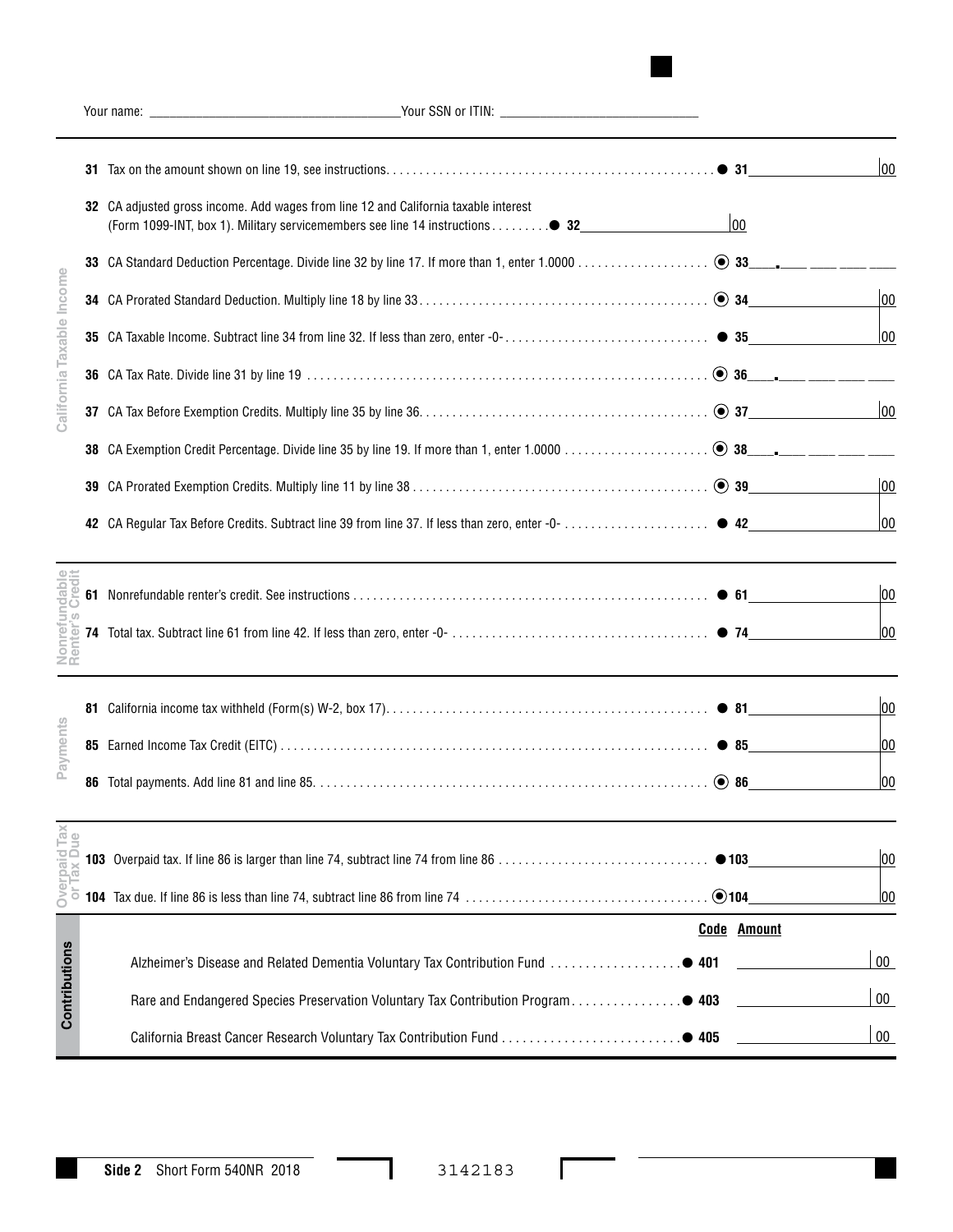Your name: ______________________________ Your SSN or ITIN: ______________________________

## California Taxable Income

**31** Tax on the amount shown on line 19, see instructions. . . . . . . . . . . . . . . . . . . . . . . . . . . . . . . . . . . . . . . . . . . . . . . . ● 31 ________ 00

**32** CA adjusted gross income. Add wages from line 12 and California taxable interest (Form 1099-INT, box 1). Military servicemembers see line 14 instructions . . . . . . . . ● 32 ________ 00

**33** CA Standard Deduction Percentage. Divide line 32 by line 17. If more than 1, enter 1.0000 . . . . . . . . . . . . . . . . . . . ◉ 33 ___ . ___ ___ ___ ___

**34** CA Prorated Standard Deduction. Multiply line 18 by line 33. . . . . . . . . . . . . . . . . . . . . . . . . . . . . . . . . . . . . . . . . ◉ 34 ________ 00

**35** CA Taxable Income. Subtract line 34 from line 32. If less than zero, enter -0- . . . . . . . . . . . . . . . . . . . . . . . . . . . . . . ● 35 ________ 00

**36** CA Tax Rate. Divide line 31 by line 19 . . . . . . . . . . . . . . . . . . . . . . . . . . . . . . . . . . . . . . . . . . . . . . . . . . . . . . . . . ◉ 36 ___ . ___ ___ ___ ___

**37** CA Tax Before Exemption Credits. Multiply line 35 by line 36. . . . . . . . . . . . . . . . . . . . . . . . . . . . . . . . . . . . . . . . ◉ 37 ________ 00

**38** CA Exemption Credit Percentage. Divide line 35 by line 19. If more than 1, enter 1.0000 . . . . . . . . . . . . . . . . . . . . . ◉ 38 ___ . ___ ___ ___ ___

**39** CA Prorated Exemption Credits. Multiply line 11 by line 38 . . . . . . . . . . . . . . . . . . . . . . . . . . . . . . . . . . . . . . . . . . ◉ 39 ________ 00

**42** CA Regular Tax Before Credits. Subtract line 39 from line 37. If less than zero, enter -0- . . . . . . . . . . . . . . . . . . . . . . ● 42 ________ 00

## Nonrefundable Renter's Credit

**61** Nonrefundable renter's credit. See instructions . . . . . . . . . . . . . . . . . . . . . . . . . . . . . . . . . . . . . . . . . . . . . . . . . . . ● 61 ________ 00

**74** Total tax. Subtract line 61 from line 42. If less than zero, enter -0- . . . . . . . . . . . . . . . . . . . . . . . . . . . . . . . . . . . . . ● 74 ________ 00

## Payments

**81** California income tax withheld (Form(s) W-2, box 17). . . . . . . . . . . . . . . . . . . . . . . . . . . . . . . . . . . . . . . . . . . . . . . ● 81 ________ 00

**85** Earned Income Tax Credit (EITC) . . . . . . . . . . . . . . . . . . . . . . . . . . . . . . . . . . . . . . . . . . . . . . . . . . . . . . . . . . . . . ● 85 ________ 00

**86** Total payments. Add line 81 and line 85. . . . . . . . . . . . . . . . . . . . . . . . . . . . . . . . . . . . . . . . . . . . . . . . . . . . . . . . . ◉ 86 ________ 00

## Overpaid Tax or Tax Due

**103** Overpaid tax. If line 86 is larger than line 74, subtract line 74 from line 86 . . . . . . . . . . . . . . . . . . . . . . . . . . . . . . . ● 103 ________ 00

**104** Tax due. If line 86 is less than line 74, subtract line 86 from line 74 . . . . . . . . . . . . . . . . . . . . . . . . . . . . . . . . . . . ◉ 104 ________ 00

## Contributions

| | Code | Amount |
|---|---|---|
| Alzheimer's Disease and Related Dementia Voluntary Tax Contribution Fund . . . . . . . . . . . . . . . . . . . | ● 401 | ________ 00 |
| Rare and Endangered Species Preservation Voluntary Tax Contribution Program. . . . . . . . . . . . . . . . | ● 403 | ________ 00 |
| California Breast Cancer Research Voluntary Tax Contribution Fund . . . . . . . . . . . . . . . . . . . . . . . . . | ● 405 | ________ 00 |

**Side 2** Short Form 540NR 2018 3142183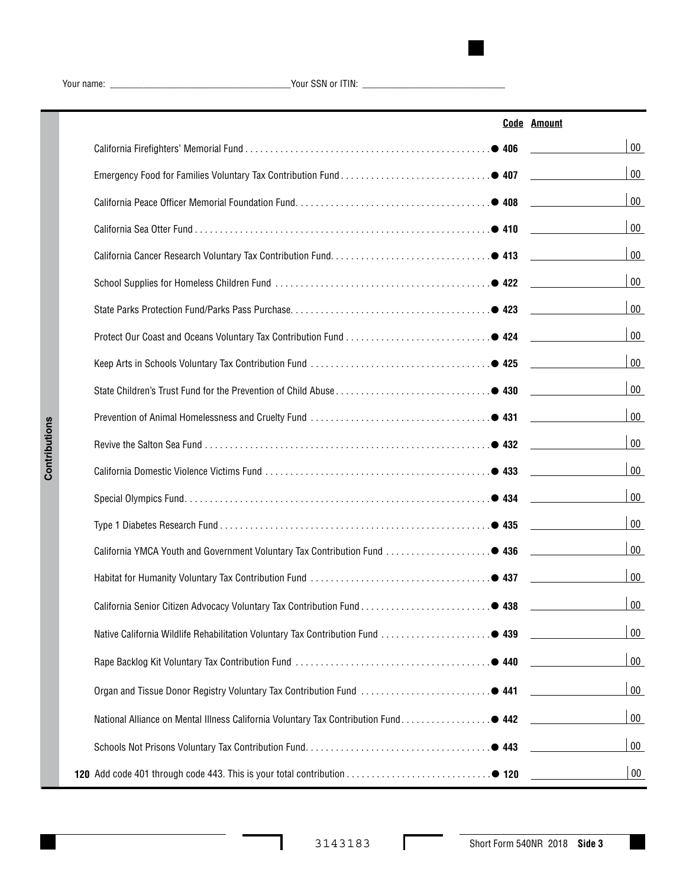Your name: ______________________ Your SSN or ITIN: ______________________

**Contributions**

| | Code | Amount |
|---|---|---|
| California Firefighters' Memorial Fund | ● 406 | 00 |
| Emergency Food for Families Voluntary Tax Contribution Fund | ● 407 | 00 |
| California Peace Officer Memorial Foundation Fund | ● 408 | 00 |
| California Sea Otter Fund | ● 410 | 00 |
| California Cancer Research Voluntary Tax Contribution Fund | ● 413 | 00 |
| School Supplies for Homeless Children Fund | ● 422 | 00 |
| State Parks Protection Fund/Parks Pass Purchase | ● 423 | 00 |
| Protect Our Coast and Oceans Voluntary Tax Contribution Fund | ● 424 | 00 |
| Keep Arts in Schools Voluntary Tax Contribution Fund | ● 425 | 00 |
| State Children's Trust Fund for the Prevention of Child Abuse | ● 430 | 00 |
| Prevention of Animal Homelessness and Cruelty Fund | ● 431 | 00 |
| Revive the Salton Sea Fund | ● 432 | 00 |
| California Domestic Violence Victims Fund | ● 433 | 00 |
| Special Olympics Fund | ● 434 | 00 |
| Type 1 Diabetes Research Fund | ● 435 | 00 |
| California YMCA Youth and Government Voluntary Tax Contribution Fund | ● 436 | 00 |
| Habitat for Humanity Voluntary Tax Contribution Fund | ● 437 | 00 |
| California Senior Citizen Advocacy Voluntary Tax Contribution Fund | ● 438 | 00 |
| Native California Wildlife Rehabilitation Voluntary Tax Contribution Fund | ● 439 | 00 |
| Rape Backlog Kit Voluntary Tax Contribution Fund | ● 440 | 00 |
| Organ and Tissue Donor Registry Voluntary Tax Contribution Fund | ● 441 | 00 |
| National Alliance on Mental Illness California Voluntary Tax Contribution Fund | ● 442 | 00 |
| Schools Not Prisons Voluntary Tax Contribution Fund | ● 443 | 00 |
| **120** Add code 401 through code 443. This is your total contribution | ● 120 | 00 |

3143183

Short Form 540NR 2018 **Side 3**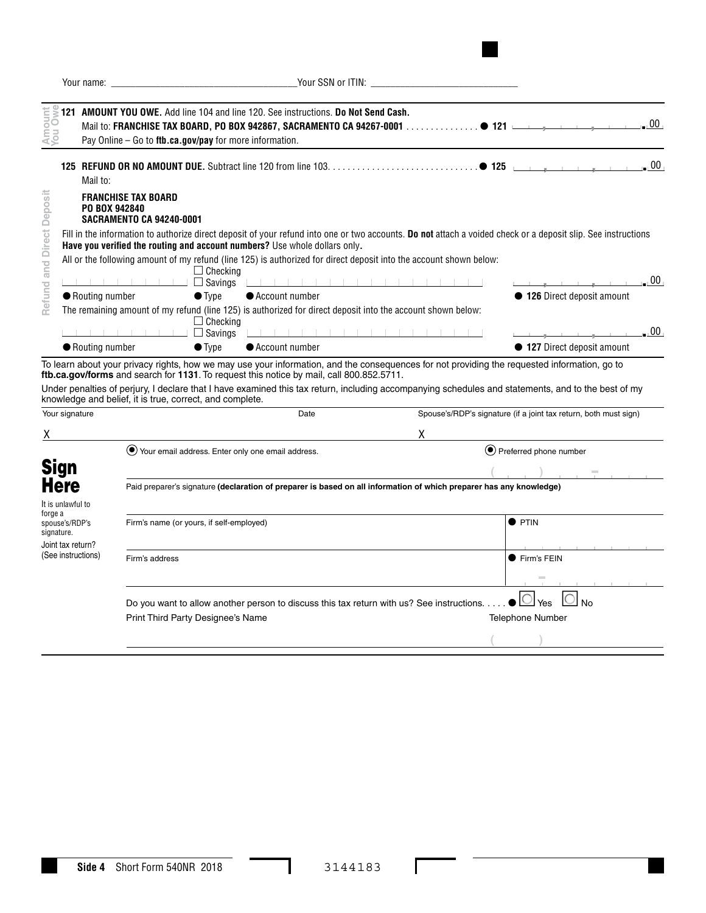Your name: ______________________________ Your SSN or ITIN: ______________________________

**Amount You Owe**

**121 AMOUNT YOU OWE.** Add line 104 and line 120. See instructions. **Do Not Send Cash.**
Mail to: **FRANCHISE TAX BOARD, PO BOX 942867, SACRAMENTO CA 94267-0001** . . . . . . . . . . . . . . . ● 121 ________ .00
Pay Online – Go to **ftb.ca.gov/pay** for more information.

**Refund and Direct Deposit**

**125 REFUND OR NO AMOUNT DUE.** Subtract line 120 from line 103. . . . . . . . . . . . . . . . . . . . . . . . . . . . . . ● 125 ________ .00

Mail to:

**FRANCHISE TAX BOARD**
**PO BOX 942840**
**SACRAMENTO CA 94240-0001**

Fill in the information to authorize direct deposit of your refund into one or two accounts. **Do not** attach a voided check or a deposit slip. See instructions **Have you verified the routing and account numbers?** Use whole dollars only**.**

All or the following amount of my refund (line 125) is authorized for direct deposit into the account shown below:

☐ Checking
☐ Savings

● Routing number ● Type ● Account number ● **126** Direct deposit amount ________ .00

The remaining amount of my refund (line 125) is authorized for direct deposit into the account shown below:

☐ Checking
☐ Savings

● Routing number ● Type ● Account number ● **127** Direct deposit amount ________ .00

To learn about your privacy rights, how we may use your information, and the consequences for not providing the requested information, go to **ftb.ca.gov/forms** and search for **1131**. To request this notice by mail, call 800.852.5711.

Under penalties of perjury, I declare that I have examined this tax return, including accompanying schedules and statements, and to the best of my knowledge and belief, it is true, correct, and complete.

## Sign Here

It is unlawful to forge a spouse's/RDP's signature.
Joint tax return? (See instructions)

Your signature ______________________ Date ______________________ Spouse's/RDP's signature (if a joint tax return, both must sign)

X ______________________ X ______________________

● Your email address. Enter only one email address. ● Preferred phone number ( ) -

Paid preparer's signature **(declaration of preparer is based on all information of which preparer has any knowledge)**

Firm's name (or yours, if self-employed) ● PTIN

Firm's address ● Firm's FEIN

Do you want to allow another person to discuss this tax return with us? See instructions. . . . . ● ☐ Yes ☐ No

Print Third Party Designee's Name Telephone Number ( )